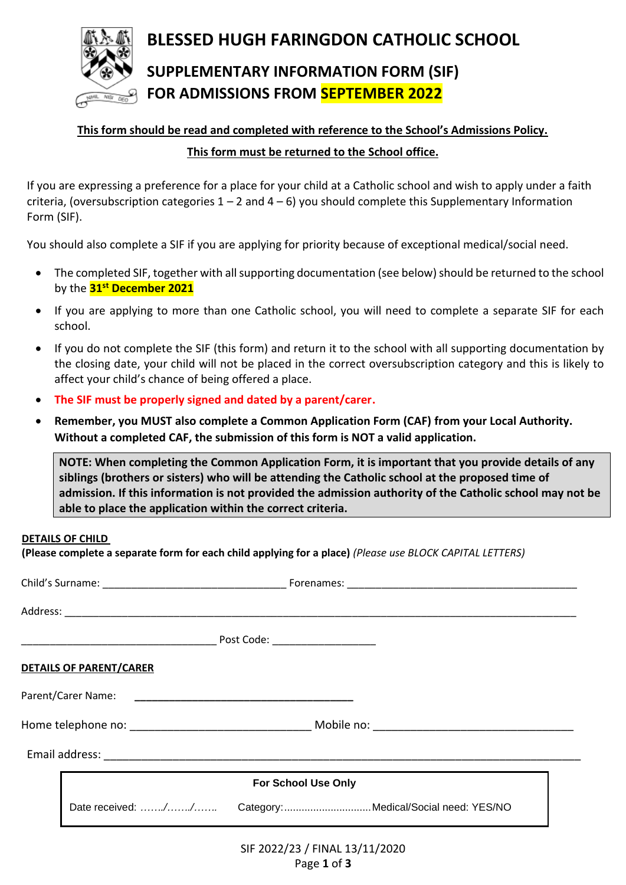# BLESSED HUGH FARINGDON CATHOLIC SCHOOL

## SUPPLEMENTARY INFORMATION FORM (SIF)
## FOR ADMISSIONS FROM SEPTEMBER 2022

**<u>This form should be read and completed with reference to the School's Admissions Policy.</u>**

**<u>This form must be returned to the School office.</u>**

If you are expressing a preference for a place for your child at a Catholic school and wish to apply under a faith criteria, (oversubscription categories 1 – 2 and 4 – 6) you should complete this Supplementary Information Form (SIF).

You should also complete a SIF if you are applying for priority because of exceptional medical/social need.

- The completed SIF, together with all supporting documentation (see below) should be returned to the school by the **31st December 2021**
- If you are applying to more than one Catholic school, you will need to complete a separate SIF for each school.
- If you do not complete the SIF (this form) and return it to the school with all supporting documentation by the closing date, your child will not be placed in the correct oversubscription category and this is likely to affect your child's chance of being offered a place.
- **The SIF must be properly signed and dated by a parent/carer.**
- **Remember, you MUST also complete a Common Application Form (CAF) from your Local Authority. Without a completed CAF, the submission of this form is NOT a valid application.**

> **NOTE: When completing the Common Application Form, it is important that you provide details of any siblings (brothers or sisters) who will be attending the Catholic school at the proposed time of admission. If this information is not provided the admission authority of the Catholic school may not be able to place the application within the correct criteria.**

**<u>DETAILS OF CHILD</u>**

**(Please complete a separate form for each child applying for a place)** *(Please use BLOCK CAPITAL LETTERS)*

Child's Surname: ________________________________ Forenames: ________________________________________

Address: ______________________________________________________________________________________

__________________________________ Post Code: __________________

**<u>DETAILS OF PARENT/CARER</u>**

Parent/Carer Name: ______________________________________

Home telephone no: _______________________________ Mobile no: __________________________________

Email address: _____________________________________________________________________________

| For School Use Only | | |
|---|---|---|
| Date received: ……./……./……. | Category:.............................. | Medical/Social need: YES/NO |

SIF 2022/23 / FINAL 13/11/2020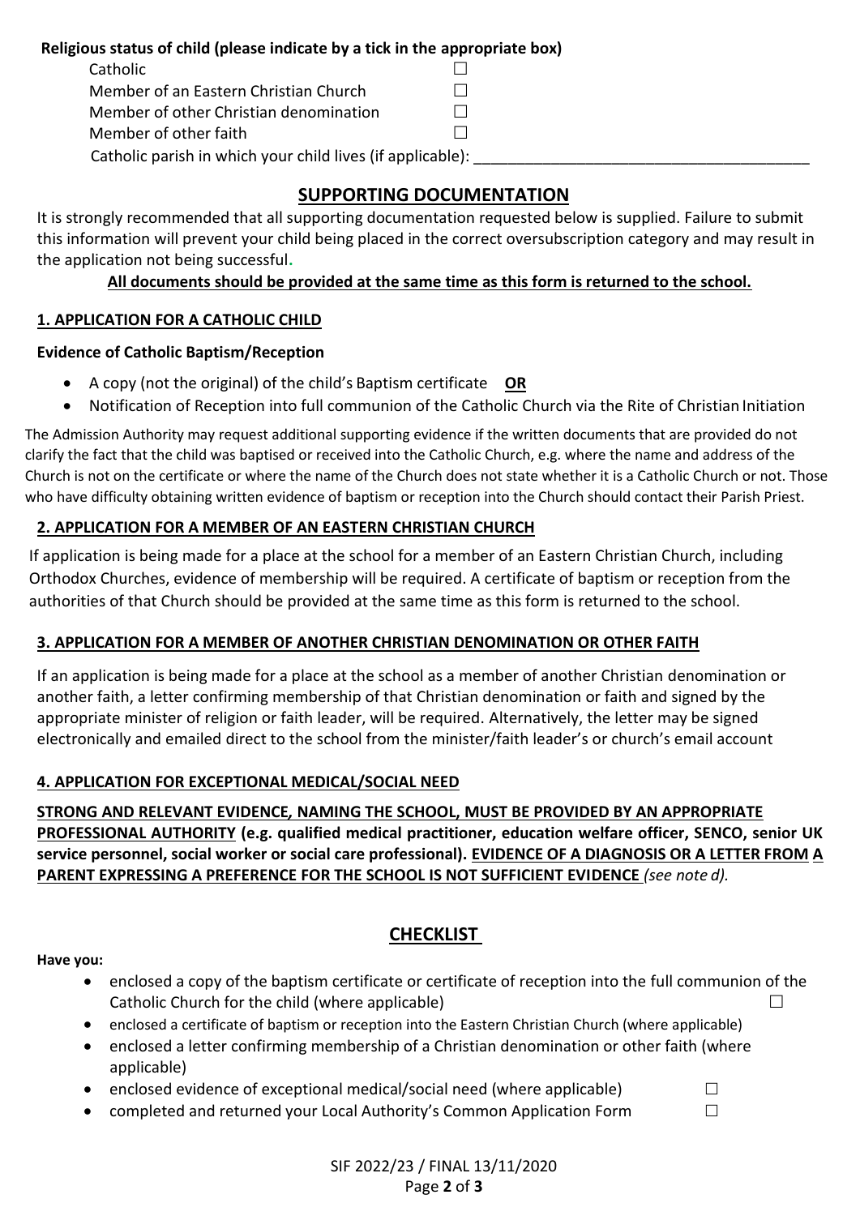**Religious status of child (please indicate by a tick in the appropriate box)**

- Catholic ☐
- Member of an Eastern Christian Church ☐
- Member of other Christian denomination ☐
- Member of other faith ☐

Catholic parish in which your child lives (if applicable): ______________________________________

## SUPPORTING DOCUMENTATION

It is strongly recommended that all supporting documentation requested below is supplied. Failure to submit this information will prevent your child being placed in the correct oversubscription category and may result in the application not being successful.

**All documents should be provided at the same time as this form is returned to the school.**

### 1. APPLICATION FOR A CATHOLIC CHILD

**Evidence of Catholic Baptism/Reception**

- A copy (not the original) of the child's Baptism certificate **OR**
- Notification of Reception into full communion of the Catholic Church via the Rite of Christian Initiation

The Admission Authority may request additional supporting evidence if the written documents that are provided do not clarify the fact that the child was baptised or received into the Catholic Church, e.g. where the name and address of the Church is not on the certificate or where the name of the Church does not state whether it is a Catholic Church or not. Those who have difficulty obtaining written evidence of baptism or reception into the Church should contact their Parish Priest.

### 2. APPLICATION FOR A MEMBER OF AN EASTERN CHRISTIAN CHURCH

If application is being made for a place at the school for a member of an Eastern Christian Church, including Orthodox Churches, evidence of membership will be required. A certificate of baptism or reception from the authorities of that Church should be provided at the same time as this form is returned to the school.

### 3. APPLICATION FOR A MEMBER OF ANOTHER CHRISTIAN DENOMINATION OR OTHER FAITH

If an application is being made for a place at the school as a member of another Christian denomination or another faith, a letter confirming membership of that Christian denomination or faith and signed by the appropriate minister of religion or faith leader, will be required. Alternatively, the letter may be signed electronically and emailed direct to the school from the minister/faith leader's or church's email account

### 4. APPLICATION FOR EXCEPTIONAL MEDICAL/SOCIAL NEED

**STRONG AND RELEVANT EVIDENCE, NAMING THE SCHOOL, MUST BE PROVIDED BY AN APPROPRIATE PROFESSIONAL AUTHORITY (e.g. qualified medical practitioner, education welfare officer, SENCO, senior UK service personnel, social worker or social care professional). EVIDENCE OF A DIAGNOSIS OR A LETTER FROM A PARENT EXPRESSING A PREFERENCE FOR THE SCHOOL IS NOT SUFFICIENT EVIDENCE** *(see note d).*

## CHECKLIST

**Have you:**

- enclosed a copy of the baptism certificate or certificate of reception into the full communion of the Catholic Church for the child (where applicable) ☐
- enclosed a certificate of baptism or reception into the Eastern Christian Church (where applicable)
- enclosed a letter confirming membership of a Christian denomination or other faith (where applicable)
- enclosed evidence of exceptional medical/social need (where applicable) ☐
- completed and returned your Local Authority's Common Application Form ☐

SIF 2022/23 / FINAL 13/11/2020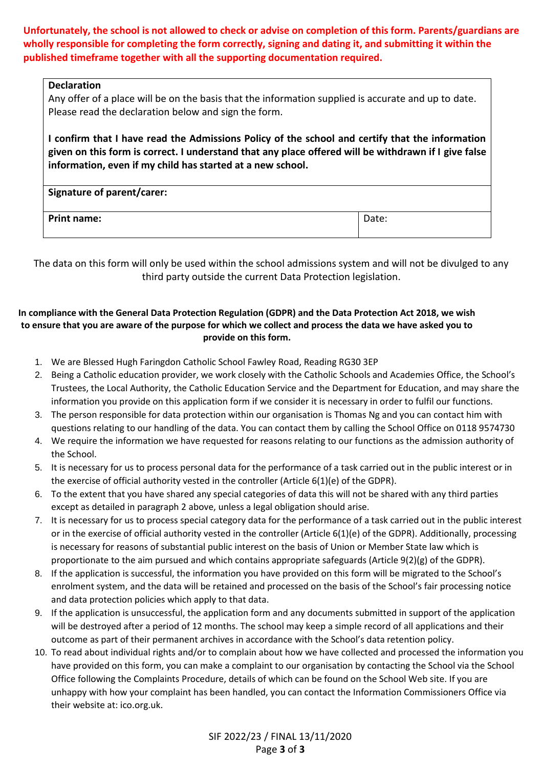**Unfortunately, the school is not allowed to check or advise on completion of this form. Parents/guardians are wholly responsible for completing the form correctly, signing and dating it, and submitting it within the published timeframe together with all the supporting documentation required.**

| | |
|---|---|
| **Declaration**<br>Any offer of a place will be on the basis that the information supplied is accurate and up to date. Please read the declaration below and sign the form.<br><br>**I confirm that I have read the Admissions Policy of the school and certify that the information given on this form is correct. I understand that any place offered will be withdrawn if I give false information, even if my child has started at a new school.** | |
| **Signature of parent/carer:** | |
| **Print name:** | Date: |

The data on this form will only be used within the school admissions system and will not be divulged to any third party outside the current Data Protection legislation.

**In compliance with the General Data Protection Regulation (GDPR) and the Data Protection Act 2018, we wish to ensure that you are aware of the purpose for which we collect and process the data we have asked you to provide on this form.**

1. We are Blessed Hugh Faringdon Catholic School Fawley Road, Reading RG30 3EP
2. Being a Catholic education provider, we work closely with the Catholic Schools and Academies Office, the School's Trustees, the Local Authority, the Catholic Education Service and the Department for Education, and may share the information you provide on this application form if we consider it is necessary in order to fulfil our functions.
3. The person responsible for data protection within our organisation is Thomas Ng and you can contact him with questions relating to our handling of the data. You can contact them by calling the School Office on 0118 9574730
4. We require the information we have requested for reasons relating to our functions as the admission authority of the School.
5. It is necessary for us to process personal data for the performance of a task carried out in the public interest or in the exercise of official authority vested in the controller (Article 6(1)(e) of the GDPR).
6. To the extent that you have shared any special categories of data this will not be shared with any third parties except as detailed in paragraph 2 above, unless a legal obligation should arise.
7. It is necessary for us to process special category data for the performance of a task carried out in the public interest or in the exercise of official authority vested in the controller (Article 6(1)(e) of the GDPR). Additionally, processing is necessary for reasons of substantial public interest on the basis of Union or Member State law which is proportionate to the aim pursued and which contains appropriate safeguards (Article 9(2)(g) of the GDPR).
8. If the application is successful, the information you have provided on this form will be migrated to the School's enrolment system, and the data will be retained and processed on the basis of the School's fair processing notice and data protection policies which apply to that data.
9. If the application is unsuccessful, the application form and any documents submitted in support of the application will be destroyed after a period of 12 months. The school may keep a simple record of all applications and their outcome as part of their permanent archives in accordance with the School's data retention policy.
10. To read about individual rights and/or to complain about how we have collected and processed the information you have provided on this form, you can make a complaint to our organisation by contacting the School via the School Office following the Complaints Procedure, details of which can be found on the School Web site. If you are unhappy with how your complaint has been handled, you can contact the Information Commissioners Office via their website at: ico.org.uk.

SIF 2022/23 / FINAL 13/11/2020